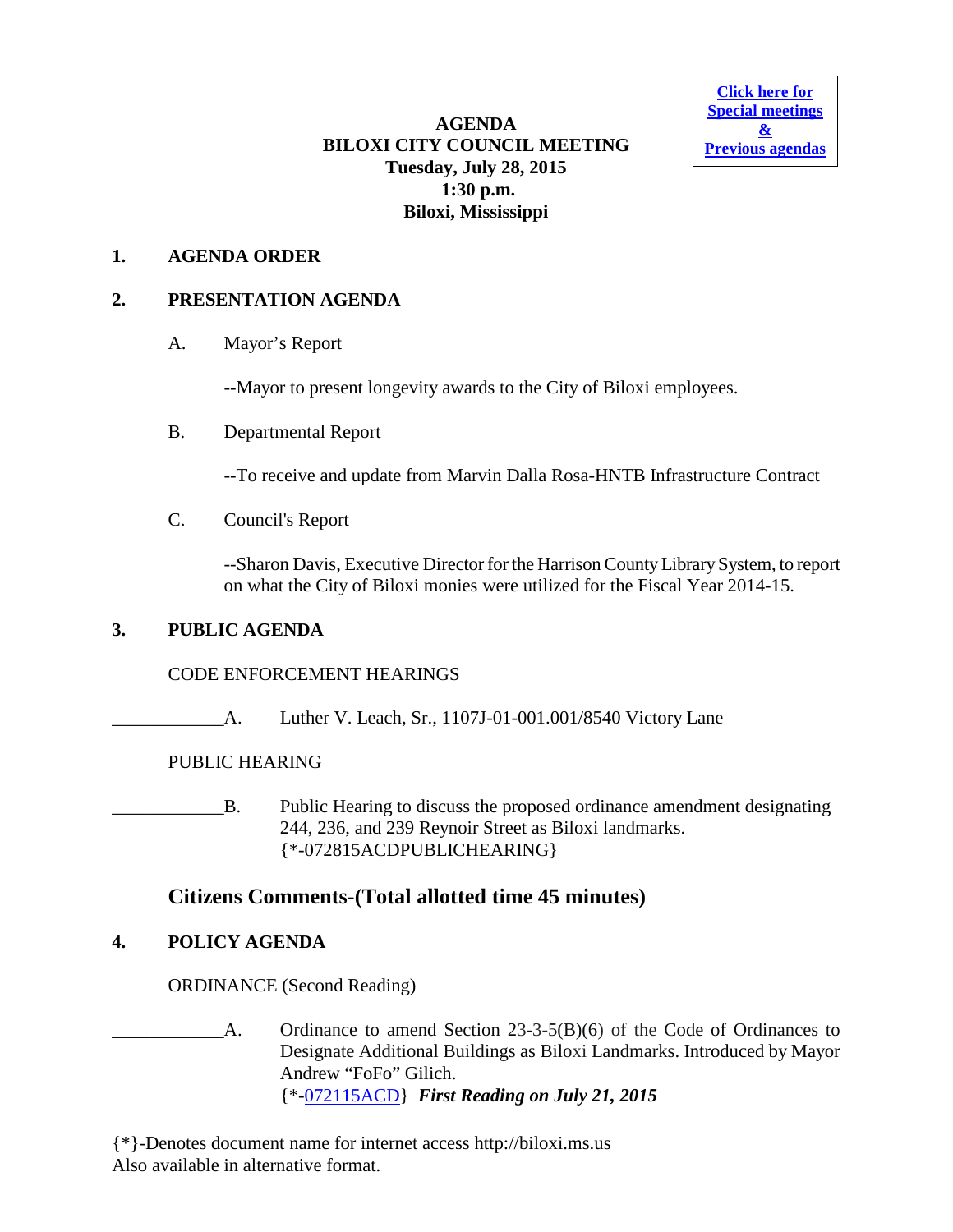**Click here for Special meetings & Previous agendas**

# AGENDA
# BILOXI CITY COUNCIL MEETING
**Tuesday, July 28, 2015**
**1:30 p.m.**
**Biloxi, Mississippi**

## 1. AGENDA ORDER

## 2. PRESENTATION AGENDA

A. Mayor's Report

--Mayor to present longevity awards to the City of Biloxi employees.

B. Departmental Report

--To receive and update from Marvin Dalla Rosa-HNTB Infrastructure Contract

C. Council's Report

--Sharon Davis, Executive Director for the Harrison County Library System, to report on what the City of Biloxi monies were utilized for the Fiscal Year 2014-15.

## 3. PUBLIC AGENDA

CODE ENFORCEMENT HEARINGS

____________A. Luther V. Leach, Sr., 1107J-01-001.001/8540 Victory Lane

PUBLIC HEARING

____________B. Public Hearing to discuss the proposed ordinance amendment designating 244, 236, and 239 Reynoir Street as Biloxi landmarks. {*-072815ACDPUBLICHEARING}

## Citizens Comments-(Total allotted time 45 minutes)

## 4. POLICY AGENDA

ORDINANCE (Second Reading)

____________A. Ordinance to amend Section 23-3-5(B)(6) of the Code of Ordinances to Designate Additional Buildings as Biloxi Landmarks. Introduced by Mayor Andrew "FoFo" Gilich. {*-072115ACD} ***First Reading on July 21, 2015***

{*}-Denotes document name for internet access http://biloxi.ms.us
Also available in alternative format.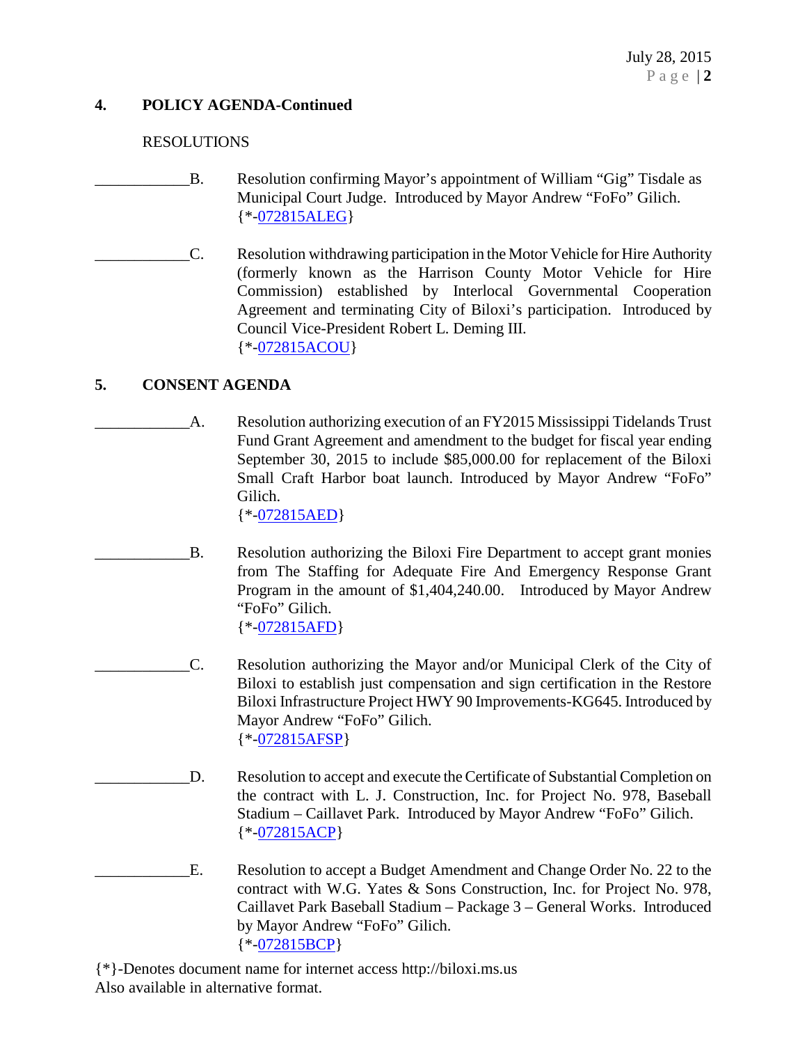## 4. POLICY AGENDA-Continued

RESOLUTIONS

____________B. Resolution confirming Mayor's appointment of William "Gig" Tisdale as Municipal Court Judge. Introduced by Mayor Andrew "FoFo" Gilich.
{*-072815ALEG}

____________C. Resolution withdrawing participation in the Motor Vehicle for Hire Authority (formerly known as the Harrison County Motor Vehicle for Hire Commission) established by Interlocal Governmental Cooperation Agreement and terminating City of Biloxi's participation. Introduced by Council Vice-President Robert L. Deming III.
{*-072815ACOU}

## 5. CONSENT AGENDA

____________A. Resolution authorizing execution of an FY2015 Mississippi Tidelands Trust Fund Grant Agreement and amendment to the budget for fiscal year ending September 30, 2015 to include $85,000.00 for replacement of the Biloxi Small Craft Harbor boat launch. Introduced by Mayor Andrew "FoFo" Gilich.
{*-072815AED}

____________B. Resolution authorizing the Biloxi Fire Department to accept grant monies from The Staffing for Adequate Fire And Emergency Response Grant Program in the amount of $1,404,240.00. Introduced by Mayor Andrew "FoFo" Gilich.
{*-072815AFD}

____________C. Resolution authorizing the Mayor and/or Municipal Clerk of the City of Biloxi to establish just compensation and sign certification in the Restore Biloxi Infrastructure Project HWY 90 Improvements-KG645. Introduced by Mayor Andrew "FoFo" Gilich.
{*-072815AFSP}

____________D. Resolution to accept and execute the Certificate of Substantial Completion on the contract with L. J. Construction, Inc. for Project No. 978, Baseball Stadium – Caillavet Park. Introduced by Mayor Andrew "FoFo" Gilich.
{*-072815ACP}

____________E. Resolution to accept a Budget Amendment and Change Order No. 22 to the contract with W.G. Yates & Sons Construction, Inc. for Project No. 978, Caillavet Park Baseball Stadium – Package 3 – General Works. Introduced by Mayor Andrew "FoFo" Gilich.
{*-072815BCP}

{*}-Denotes document name for internet access http://biloxi.ms.us
Also available in alternative format.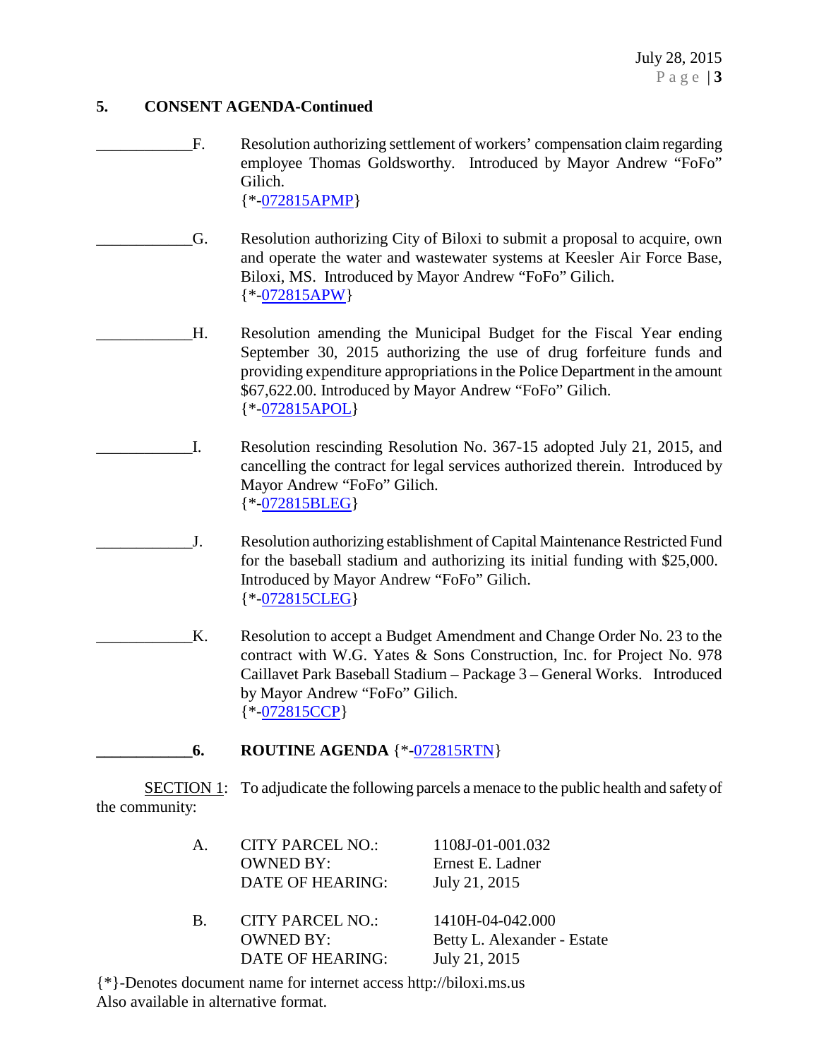## 5. CONSENT AGENDA-Continued

____________F. Resolution authorizing settlement of workers' compensation claim regarding employee Thomas Goldsworthy. Introduced by Mayor Andrew "FoFo" Gilich.
{*-072815APMP}

____________G. Resolution authorizing City of Biloxi to submit a proposal to acquire, own and operate the water and wastewater systems at Keesler Air Force Base, Biloxi, MS. Introduced by Mayor Andrew "FoFo" Gilich.
{*-072815APW}

____________H. Resolution amending the Municipal Budget for the Fiscal Year ending September 30, 2015 authorizing the use of drug forfeiture funds and providing expenditure appropriations in the Police Department in the amount $67,622.00. Introduced by Mayor Andrew "FoFo" Gilich.
{*-072815APOL}

____________I. Resolution rescinding Resolution No. 367-15 adopted July 21, 2015, and cancelling the contract for legal services authorized therein. Introduced by Mayor Andrew "FoFo" Gilich.
{*-072815BLEG}

____________J. Resolution authorizing establishment of Capital Maintenance Restricted Fund for the baseball stadium and authorizing its initial funding with $25,000. Introduced by Mayor Andrew "FoFo" Gilich.
{*-072815CLEG}

____________K. Resolution to accept a Budget Amendment and Change Order No. 23 to the contract with W.G. Yates & Sons Construction, Inc. for Project No. 978 Caillavet Park Baseball Stadium – Package 3 – General Works. Introduced by Mayor Andrew "FoFo" Gilich.
{*-072815CCP}

## ____________6. ROUTINE AGENDA {*-072815RTN}

SECTION 1: To adjudicate the following parcels a menace to the public health and safety of the community:

A. CITY PARCEL NO.: 1108J-01-001.032
OWNED BY: Ernest E. Ladner
DATE OF HEARING: July 21, 2015

B. CITY PARCEL NO.: 1410H-04-042.000
OWNED BY: Betty L. Alexander - Estate
DATE OF HEARING: July 21, 2015

{*}-Denotes document name for internet access http://biloxi.ms.us
Also available in alternative format.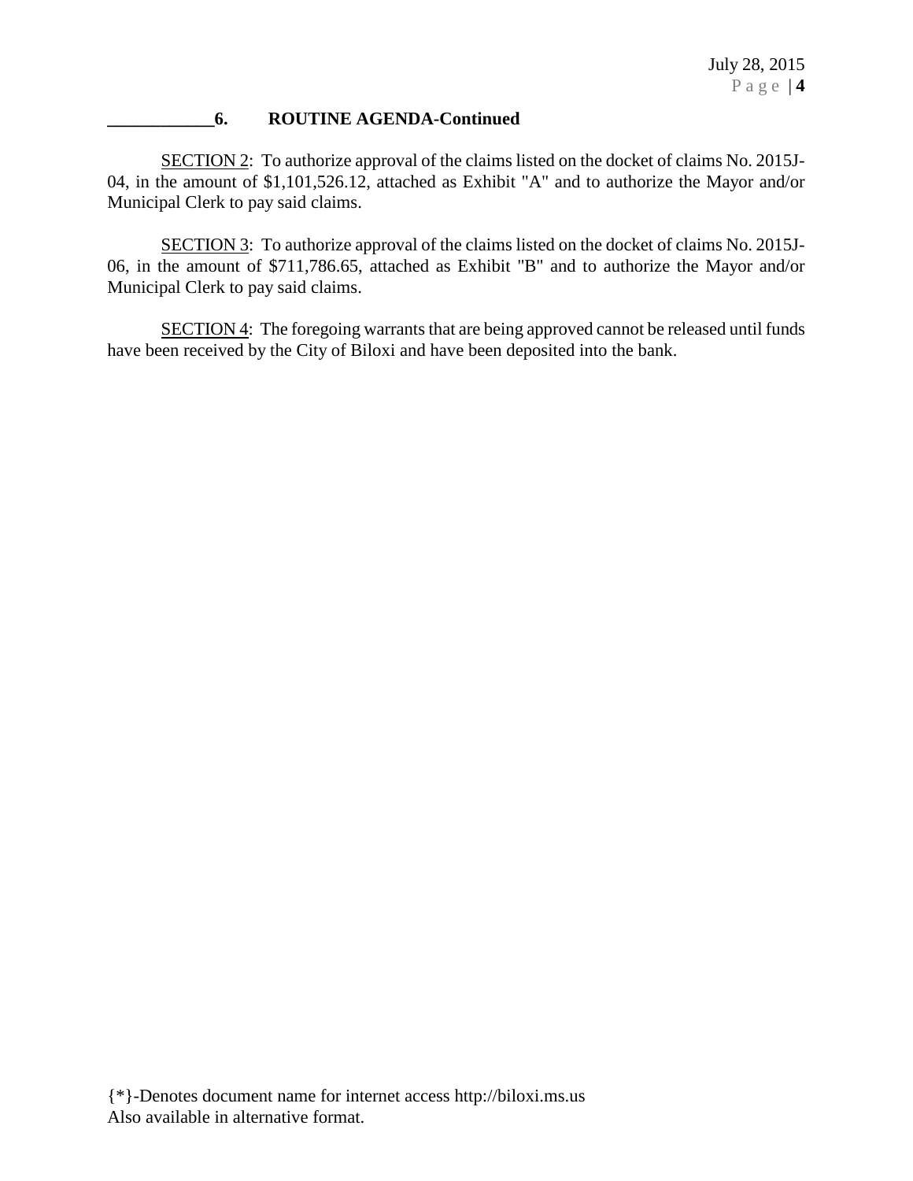**____________6. ROUTINE AGENDA-Continued**

SECTION 2: To authorize approval of the claims listed on the docket of claims No. 2015J-04, in the amount of $1,101,526.12, attached as Exhibit "A" and to authorize the Mayor and/or Municipal Clerk to pay said claims.

SECTION 3: To authorize approval of the claims listed on the docket of claims No. 2015J-06, in the amount of $711,786.65, attached as Exhibit "B" and to authorize the Mayor and/or Municipal Clerk to pay said claims.

SECTION 4: The foregoing warrants that are being approved cannot be released until funds have been received by the City of Biloxi and have been deposited into the bank.

{*}-Denotes document name for internet access http://biloxi.ms.us
Also available in alternative format.